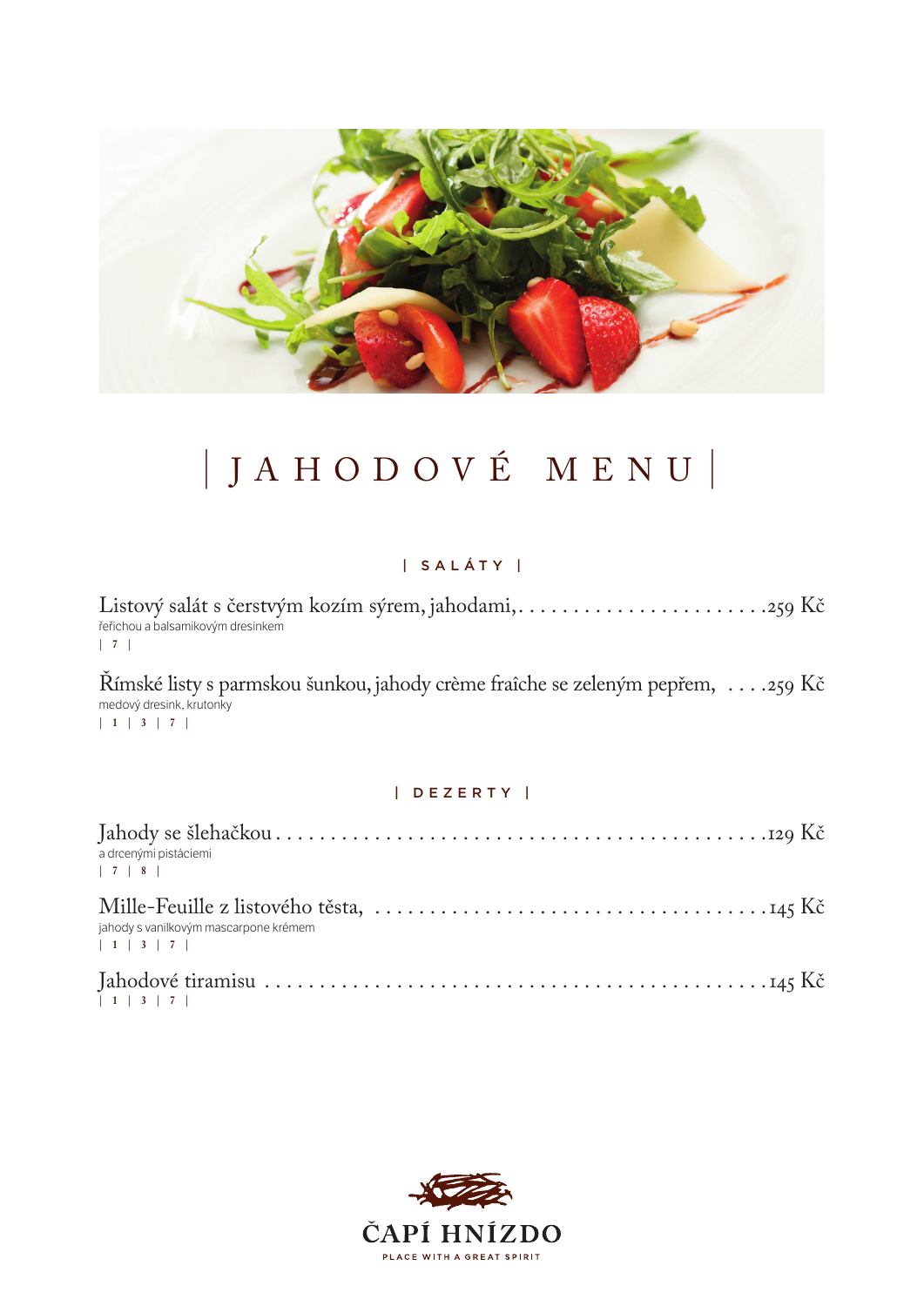# JAHODOVÉ MENU

## SALÁTY

Listový salát s čerstvým kozím sýrem, jahodami, ........................ 259 Kč
řeřichou a balsamikovým dresinkem
| 7 |

Římské listy s parmskou šunkou, jahody crème fraîche se zeleným pepřem, .... 259 Kč
medový dresink, krutonky
| 1 | 3 | 7 |

## DEZERTY

Jahody se šlehačkou ........................................... 129 Kč
a drcenými pistáciemi
| 7 | 8 |

Mille-Feuille z listového těsta, ................................... 145 Kč
jahody s vanilkovým mascarpone krémem
| 1 | 3 | 7 |

Jahodové tiramisu ............................................. 145 Kč
| 1 | 3 | 7 |

ČAPÍ HNÍZDO
PLACE WITH A GREAT SPIRIT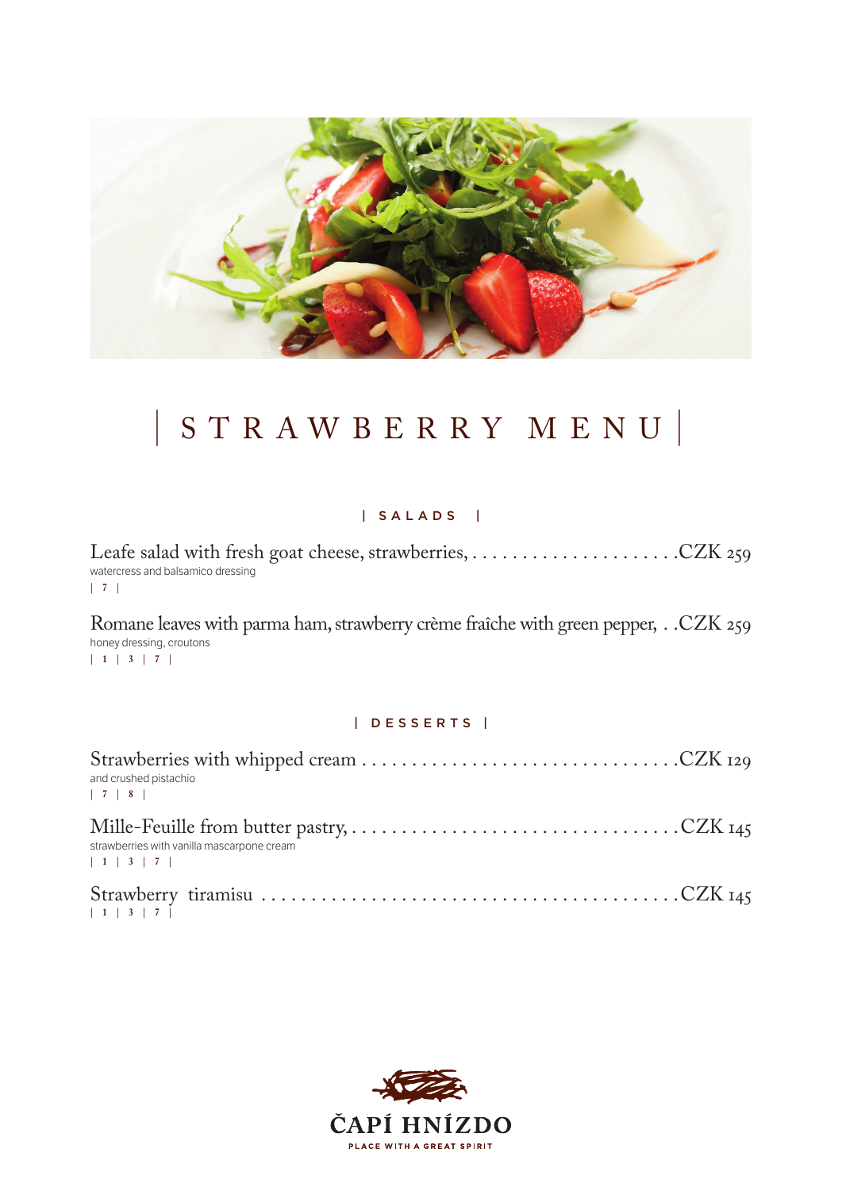# STRAWBERRY MENU

## SALADS

Leafe salad with fresh goat cheese, strawberries, .................... CZK 259
watercress and balsamico dressing
| 7 |

Romane leaves with parma ham, strawberry crème fraîche with green pepper, . . CZK 259
honey dressing, croutons
| 1 | 3 | 7 |

## DESSERTS

Strawberries with whipped cream ................................ CZK 129
and crushed pistachio
| 7 | 8 |

Mille-Feuille from butter pastry, ................................ CZK 145
strawberries with vanilla mascarpone cream
| 1 | 3 | 7 |

Strawberry tiramisu ........................................ CZK 145
| 1 | 3 | 7 |

ČAPÍ HNÍZDO
PLACE WITH A GREAT SPIRIT